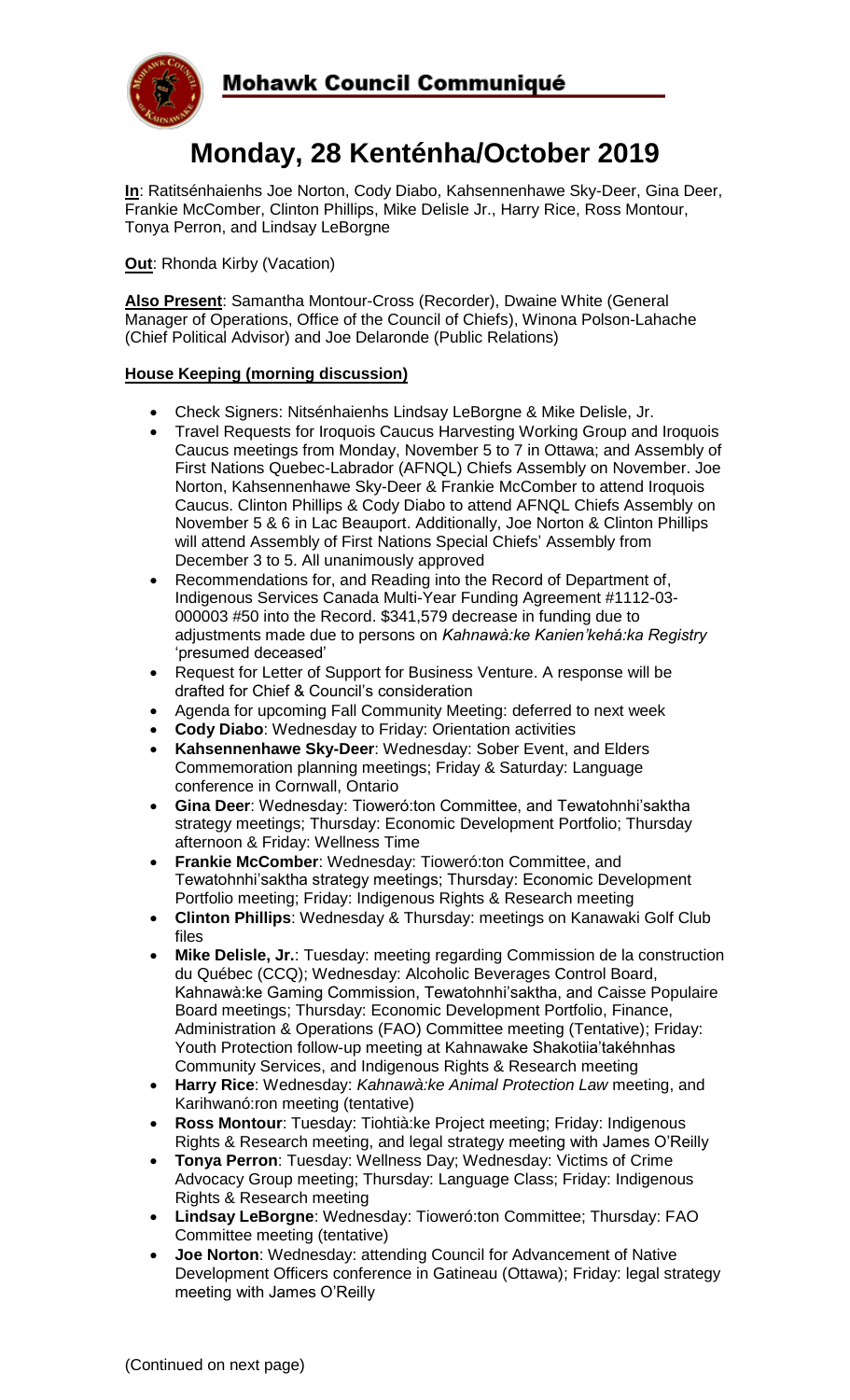**Mohawk Council Communiqué**

# Monday, 28 Kenténha/October 2019

**In**: Ratitsénhaienhs Joe Norton, Cody Diabo, Kahsennenhawe Sky-Deer, Gina Deer, Frankie McComber, Clinton Phillips, Mike Delisle Jr., Harry Rice, Ross Montour, Tonya Perron, and Lindsay LeBorgne

**Out**: Rhonda Kirby (Vacation)

**Also Present**: Samantha Montour-Cross (Recorder), Dwaine White (General Manager of Operations, Office of the Council of Chiefs), Winona Polson-Lahache (Chief Political Advisor) and Joe Delaronde (Public Relations)

**House Keeping (morning discussion)**

- Check Signers: Nitsénhaienhs Lindsay LeBorgne & Mike Delisle, Jr.
- Travel Requests for Iroquois Caucus Harvesting Working Group and Iroquois Caucus meetings from Monday, November 5 to 7 in Ottawa; and Assembly of First Nations Quebec-Labrador (AFNQL) Chiefs Assembly on November. Joe Norton, Kahsennenhawe Sky-Deer & Frankie McComber to attend Iroquois Caucus. Clinton Phillips & Cody Diabo to attend AFNQL Chiefs Assembly on November 5 & 6 in Lac Beauport. Additionally, Joe Norton & Clinton Phillips will attend Assembly of First Nations Special Chiefs' Assembly from December 3 to 5. All unanimously approved
- Recommendations for, and Reading into the Record of Department of, Indigenous Services Canada Multi-Year Funding Agreement #1112-03-000003 #50 into the Record. $341,579 decrease in funding due to adjustments made due to persons on *Kahnawà:ke Kanien'kehá:ka Registry* 'presumed deceased'
- Request for Letter of Support for Business Venture. A response will be drafted for Chief & Council's consideration
- Agenda for upcoming Fall Community Meeting: deferred to next week
- **Cody Diabo**: Wednesday to Friday: Orientation activities
- **Kahsennenhawe Sky-Deer**: Wednesday: Sober Event, and Elders Commemoration planning meetings; Friday & Saturday: Language conference in Cornwall, Ontario
- **Gina Deer**: Wednesday: Tioweró:ton Committee, and Tewatohnhi'saktha strategy meetings; Thursday: Economic Development Portfolio; Thursday afternoon & Friday: Wellness Time
- **Frankie McComber**: Wednesday: Tioweró:ton Committee, and Tewatohnhi'saktha strategy meetings; Thursday: Economic Development Portfolio meeting; Friday: Indigenous Rights & Research meeting
- **Clinton Phillips**: Wednesday & Thursday: meetings on Kanawaki Golf Club files
- **Mike Delisle, Jr.**: Tuesday: meeting regarding Commission de la construction du Québec (CCQ); Wednesday: Alcoholic Beverages Control Board, Kahnawà:ke Gaming Commission, Tewatohnhi'saktha, and Caisse Populaire Board meetings; Thursday: Economic Development Portfolio, Finance, Administration & Operations (FAO) Committee meeting (Tentative); Friday: Youth Protection follow-up meeting at Kahnawake Shakotiia'takéhnhas Community Services, and Indigenous Rights & Research meeting
- **Harry Rice**: Wednesday: *Kahnawà:ke Animal Protection Law* meeting, and Karihwanó:ron meeting (tentative)
- **Ross Montour**: Tuesday: Tiohtià:ke Project meeting; Friday: Indigenous Rights & Research meeting, and legal strategy meeting with James O'Reilly
- **Tonya Perron**: Tuesday: Wellness Day; Wednesday: Victims of Crime Advocacy Group meeting; Thursday: Language Class; Friday: Indigenous Rights & Research meeting
- **Lindsay LeBorgne**: Wednesday: Tioweró:ton Committee; Thursday: FAO Committee meeting (tentative)
- **Joe Norton**: Wednesday: attending Council for Advancement of Native Development Officers conference in Gatineau (Ottawa); Friday: legal strategy meeting with James O'Reilly

(Continued on next page)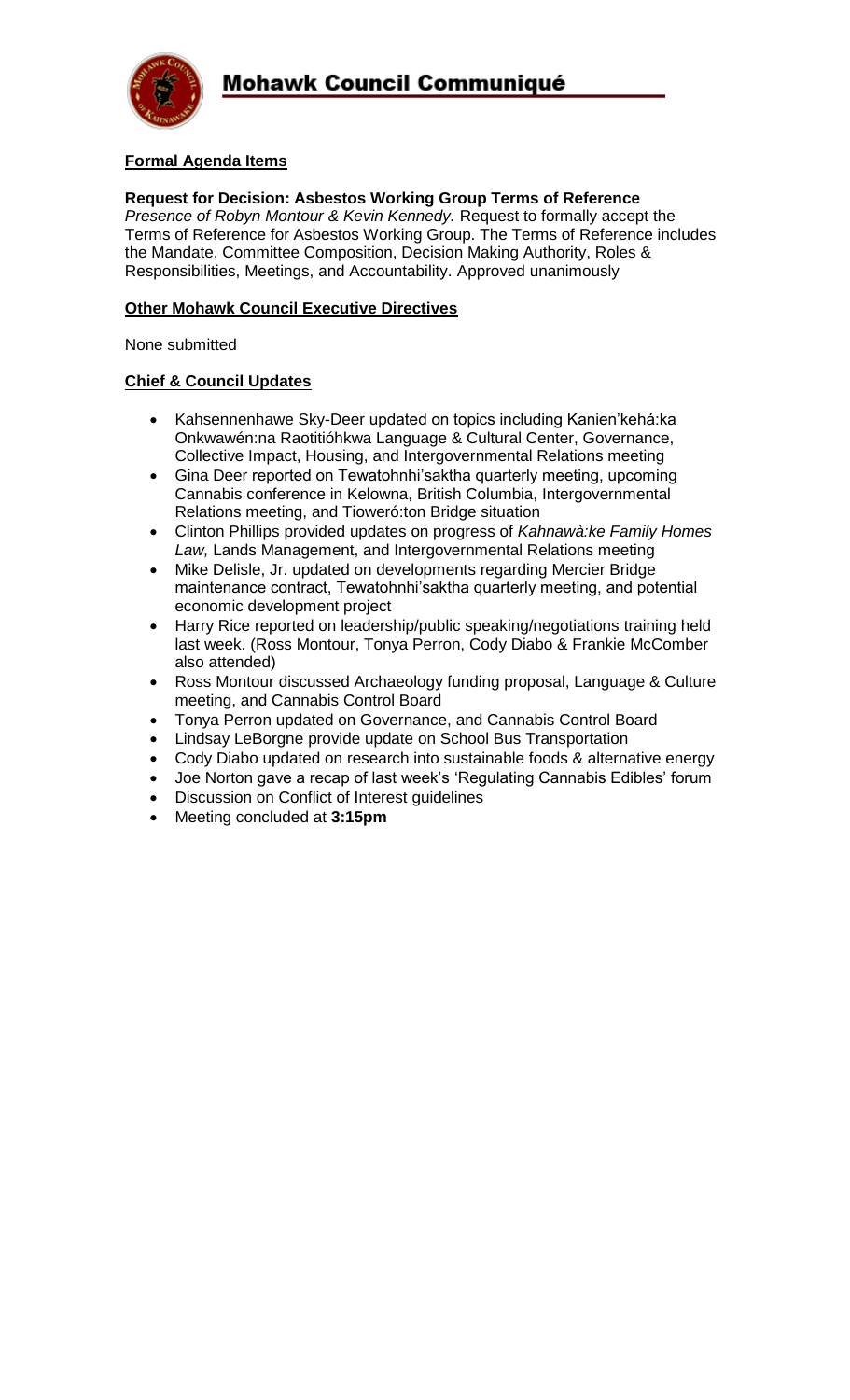**Formal Agenda Items**

**Request for Decision: Asbestos Working Group Terms of Reference**
*Presence of Robyn Montour & Kevin Kennedy.* Request to formally accept the Terms of Reference for Asbestos Working Group. The Terms of Reference includes the Mandate, Committee Composition, Decision Making Authority, Roles & Responsibilities, Meetings, and Accountability. Approved unanimously

**Other Mohawk Council Executive Directives**

None submitted

**Chief & Council Updates**

- Kahsennenhawe Sky-Deer updated on topics including Kanien'kehá:ka Onkwawén:na Raotitióhkwa Language & Cultural Center, Governance, Collective Impact, Housing, and Intergovernmental Relations meeting
- Gina Deer reported on Tewatohnhi'saktha quarterly meeting, upcoming Cannabis conference in Kelowna, British Columbia, Intergovernmental Relations meeting, and Tioweró:ton Bridge situation
- Clinton Phillips provided updates on progress of *Kahnawà:ke Family Homes Law,* Lands Management, and Intergovernmental Relations meeting
- Mike Delisle, Jr. updated on developments regarding Mercier Bridge maintenance contract, Tewatohnhi'saktha quarterly meeting, and potential economic development project
- Harry Rice reported on leadership/public speaking/negotiations training held last week. (Ross Montour, Tonya Perron, Cody Diabo & Frankie McComber also attended)
- Ross Montour discussed Archaeology funding proposal, Language & Culture meeting, and Cannabis Control Board
- Tonya Perron updated on Governance, and Cannabis Control Board
- Lindsay LeBorgne provide update on School Bus Transportation
- Cody Diabo updated on research into sustainable foods & alternative energy
- Joe Norton gave a recap of last week's 'Regulating Cannabis Edibles' forum
- Discussion on Conflict of Interest guidelines
- Meeting concluded at **3:15pm**